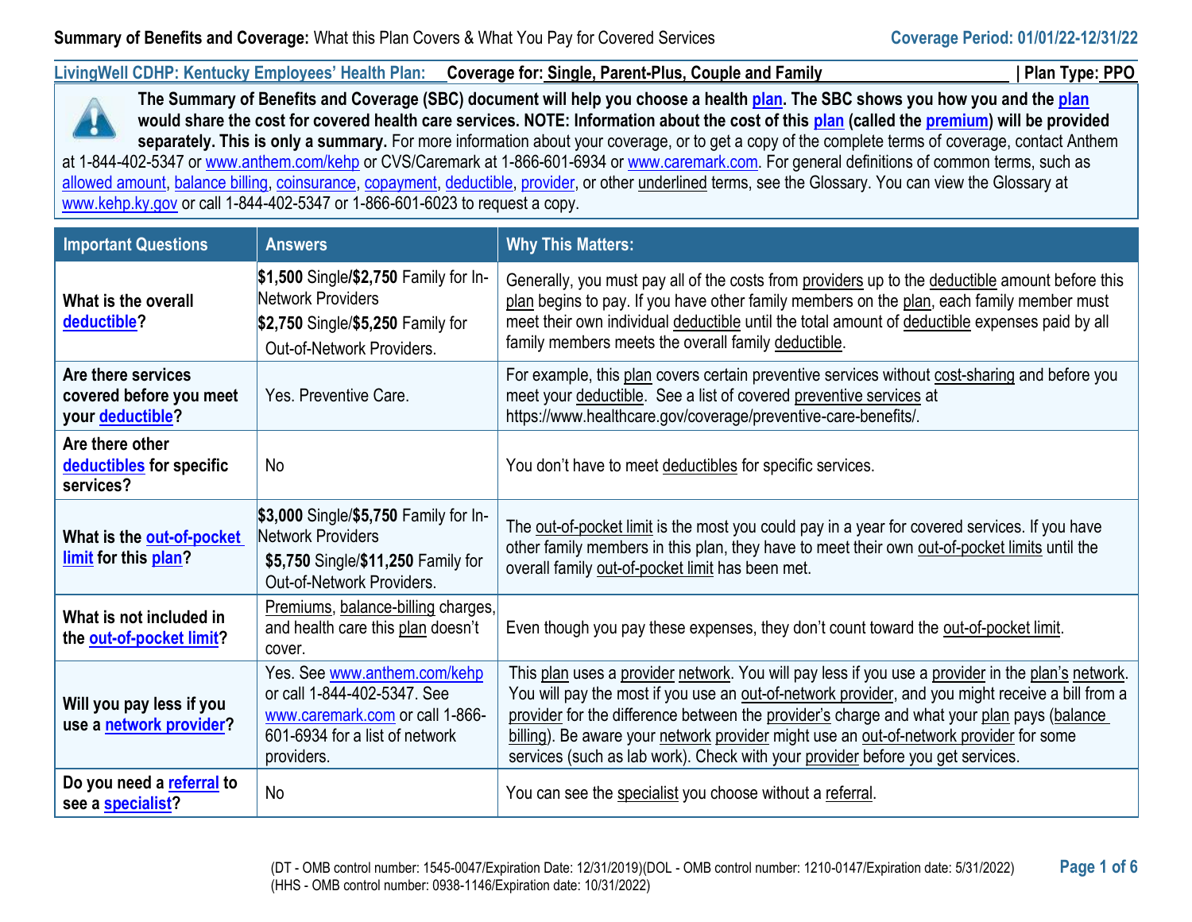**Summary of Benefits and Coverage:** What this Plan Covers & What You Pay for Covered Services

**Coverage Period: 01/01/22-12/31/22**

**LivingWell CDHP: Kentucky Employees' Health Plan:** Coverage for: Single, Parent-Plus, Couple and Family | Plan Type: PPO

**The Summary of Benefits and Coverage (SBC) document will help you choose a health plan. The SBC shows you how you and the plan would share the cost for covered health care services. NOTE: Information about the cost of this plan (called the premium) will be provided separately. This is only a summary.** For more information about your coverage, or to get a copy of the complete terms of coverage, contact Anthem at 1-844-402-5347 or www.anthem.com/kehp or CVS/Caremark at 1-866-601-6934 or www.caremark.com. For general definitions of common terms, such as allowed amount, balance billing, coinsurance, copayment, deductible, provider, or other underlined terms, see the Glossary. You can view the Glossary at www.kehp.ky.gov or call 1-844-402-5347 or 1-866-601-6023 to request a copy.

| Important Questions | Answers | Why This Matters: |
|---|---|---|
| **What is the overall deductible?** | **$1,500** Single/**$2,750** Family for In-Network Providers<br>**$2,750** Single/**$5,250** Family for Out-of-Network Providers. | Generally, you must pay all of the costs from providers up to the deductible amount before this plan begins to pay. If you have other family members on the plan, each family member must meet their own individual deductible until the total amount of deductible expenses paid by all family members meets the overall family deductible. |
| **Are there services covered before you meet your deductible?** | Yes. Preventive Care. | For example, this plan covers certain preventive services without cost-sharing and before you meet your deductible. See a list of covered preventive services at https://www.healthcare.gov/coverage/preventive-care-benefits/. |
| **Are there other deductibles for specific services?** | No | You don't have to meet deductibles for specific services. |
| **What is the out-of-pocket limit for this plan?** | **$3,000** Single/**$5,750** Family for In-Network Providers<br>**$5,750** Single/**$11,250** Family for Out-of-Network Providers. | The out-of-pocket limit is the most you could pay in a year for covered services. If you have other family members in this plan, they have to meet their own out-of-pocket limits until the overall family out-of-pocket limit has been met. |
| **What is not included in the out-of-pocket limit?** | Premiums, balance-billing charges, and health care this plan doesn't cover. | Even though you pay these expenses, they don't count toward the out-of-pocket limit. |
| **Will you pay less if you use a network provider?** | Yes. See www.anthem.com/kehp or call 1-844-402-5347. See www.caremark.com or call 1-866-601-6934 for a list of network providers. | This plan uses a provider network. You will pay less if you use a provider in the plan's network. You will pay the most if you use an out-of-network provider, and you might receive a bill from a provider for the difference between the provider's charge and what your plan pays (balance billing). Be aware your network provider might use an out-of-network provider for some services (such as lab work). Check with your provider before you get services. |
| **Do you need a referral to see a specialist?** | No | You can see the specialist you choose without a referral. |

(DT - OMB control number: 1545-0047/Expiration Date: 12/31/2019)(DOL - OMB control number: 1210-0147/Expiration date: 5/31/2022)
(HHS - OMB control number: 0938-1146/Expiration date: 10/31/2022)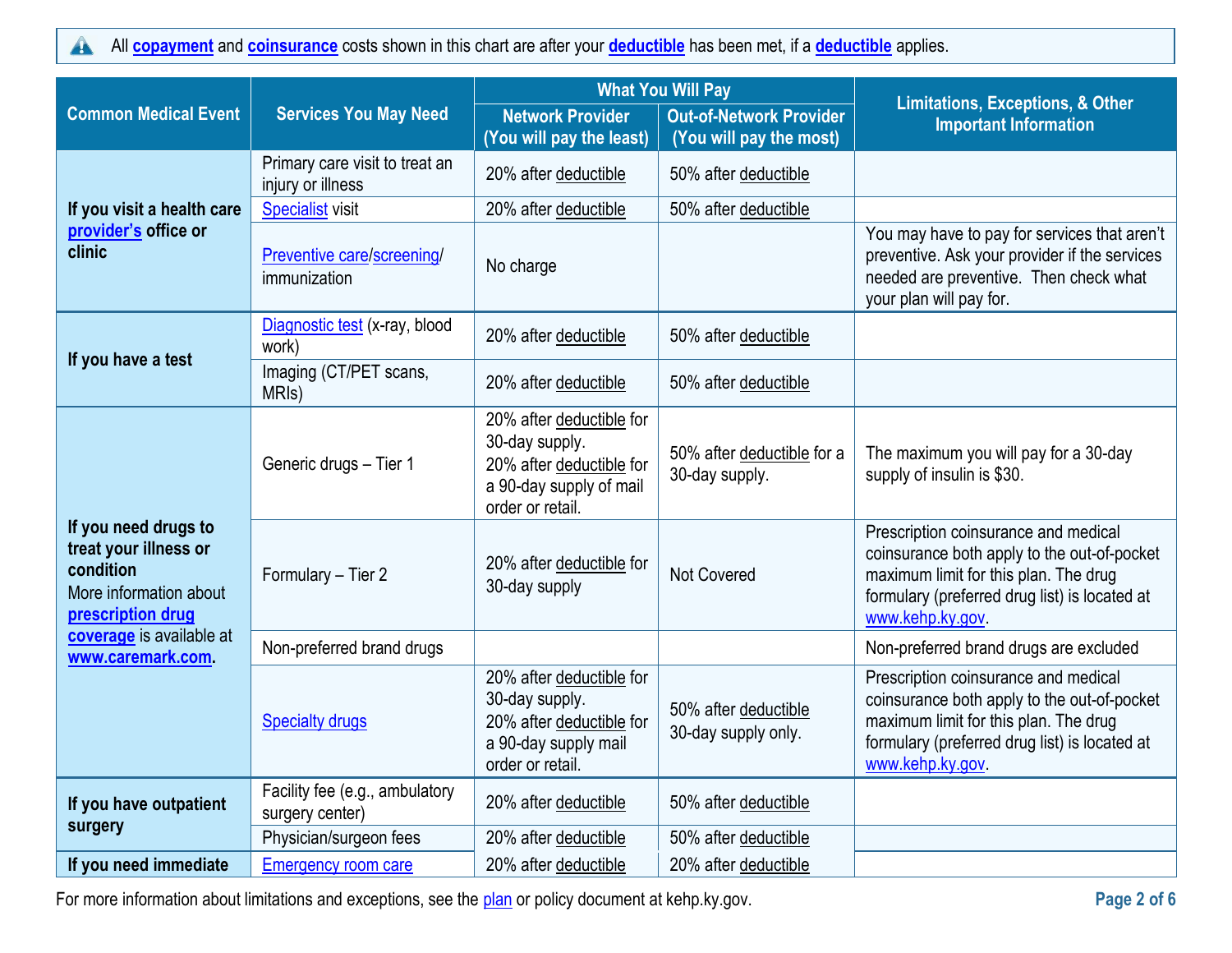All **copayment** and **coinsurance** costs shown in this chart are after your **deductible** has been met, if a **deductible** applies.

| Common Medical Event | Services You May Need | What You Will Pay | | Limitations, Exceptions, & Other Important Information |
|---|---|---|---|---|
| | | Network Provider (You will pay the least) | Out-of-Network Provider (You will pay the most) | |
| **If you visit a health care provider's office or clinic** | Primary care visit to treat an injury or illness | 20% after deductible | 50% after deductible | |
| | Specialist visit | 20% after deductible | 50% after deductible | |
| | Preventive care/screening/ immunization | No charge | | You may have to pay for services that aren't preventive. Ask your provider if the services needed are preventive. Then check what your plan will pay for. |
| **If you have a test** | Diagnostic test (x-ray, blood work) | 20% after deductible | 50% after deductible | |
| | Imaging (CT/PET scans, MRIs) | 20% after deductible | 50% after deductible | |
| **If you need drugs to treat your illness or condition** More information about **prescription drug coverage** is available at **www.caremark.com**. | Generic drugs – Tier 1 | 20% after deductible for 30-day supply. 20% after deductible for a 90-day supply of mail order or retail. | 50% after deductible for a 30-day supply. | The maximum you will pay for a 30-day supply of insulin is $30. |
| | Formulary – Tier 2 | 20% after deductible for 30-day supply | Not Covered | Prescription coinsurance and medical coinsurance both apply to the out-of-pocket maximum limit for this plan. The drug formulary (preferred drug list) is located at www.kehp.ky.gov. |
| | Non-preferred brand drugs | | | Non-preferred brand drugs are excluded |
| | Specialty drugs | 20% after deductible for 30-day supply. 20% after deductible for a 90-day supply mail order or retail. | 50% after deductible 30-day supply only. | Prescription coinsurance and medical coinsurance both apply to the out-of-pocket maximum limit for this plan. The drug formulary (preferred drug list) is located at www.kehp.ky.gov. |
| **If you have outpatient surgery** | Facility fee (e.g., ambulatory surgery center) | 20% after deductible | 50% after deductible | |
| | Physician/surgeon fees | 20% after deductible | 50% after deductible | |
| **If you need immediate** | Emergency room care | 20% after deductible | 20% after deductible | |

For more information about limitations and exceptions, see the plan or policy document at kehp.ky.gov.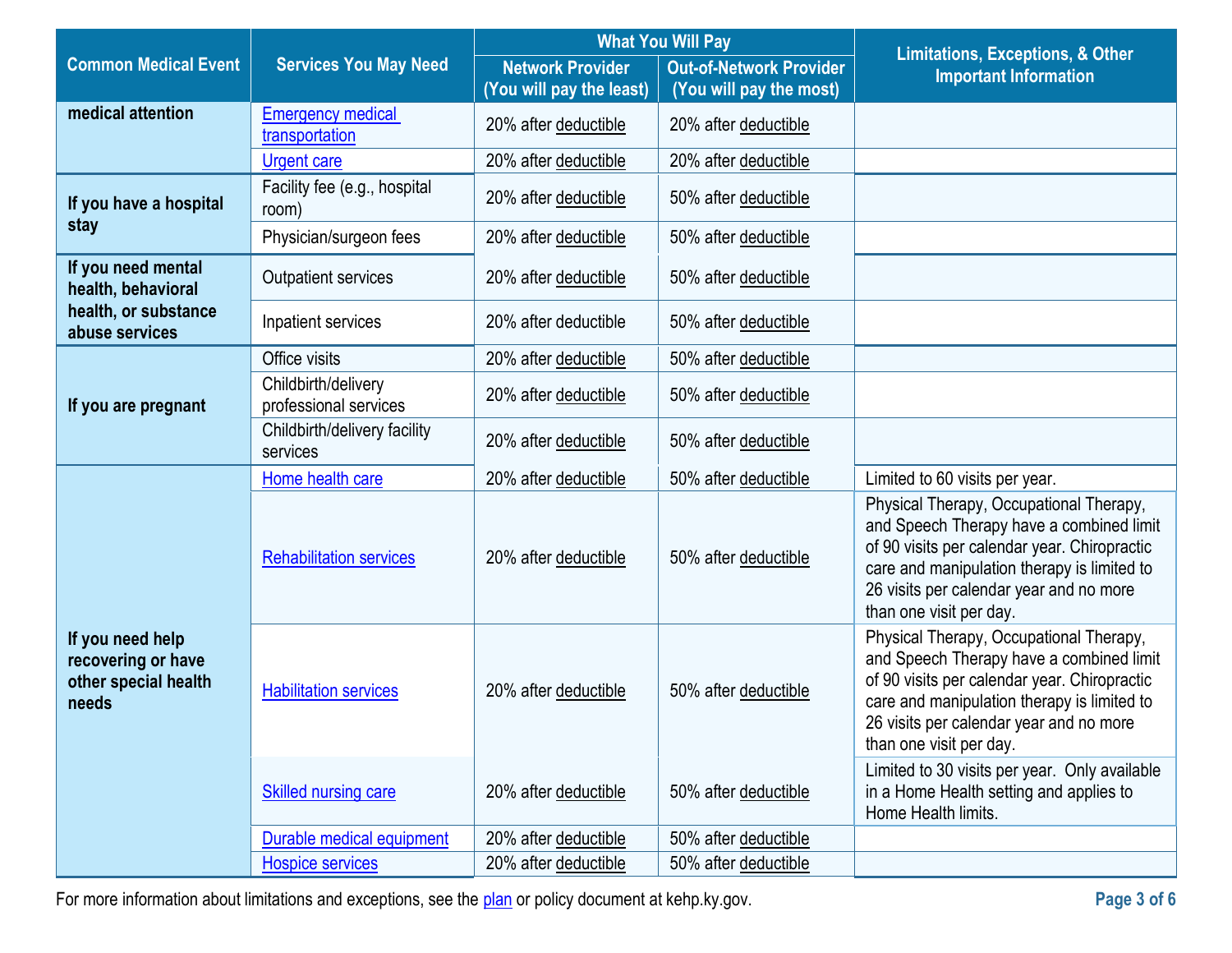| Common Medical Event | Services You May Need | What You Will Pay | | Limitations, Exceptions, & Other Important Information |
|---|---|---|---|---|
| | | Network Provider (You will pay the least) | Out-of-Network Provider (You will pay the most) | |
| **medical attention** | Emergency medical transportation | 20% after deductible | 20% after deductible | |
| | Urgent care | 20% after deductible | 20% after deductible | |
| **If you have a hospital stay** | Facility fee (e.g., hospital room) | 20% after deductible | 50% after deductible | |
| | Physician/surgeon fees | 20% after deductible | 50% after deductible | |
| **If you need mental health, behavioral health, or substance abuse services** | Outpatient services | 20% after deductible | 50% after deductible | |
| | Inpatient services | 20% after deductible | 50% after deductible | |
| **If you are pregnant** | Office visits | 20% after deductible | 50% after deductible | |
| | Childbirth/delivery professional services | 20% after deductible | 50% after deductible | |
| | Childbirth/delivery facility services | 20% after deductible | 50% after deductible | |
| **If you need help recovering or have other special health needs** | Home health care | 20% after deductible | 50% after deductible | Limited to 60 visits per year. |
| | Rehabilitation services | 20% after deductible | 50% after deductible | Physical Therapy, Occupational Therapy, and Speech Therapy have a combined limit of 90 visits per calendar year. Chiropractic care and manipulation therapy is limited to 26 visits per calendar year and no more than one visit per day. |
| | Habilitation services | 20% after deductible | 50% after deductible | Physical Therapy, Occupational Therapy, and Speech Therapy have a combined limit of 90 visits per calendar year. Chiropractic care and manipulation therapy is limited to 26 visits per calendar year and no more than one visit per day. |
| | Skilled nursing care | 20% after deductible | 50% after deductible | Limited to 30 visits per year. Only available in a Home Health setting and applies to Home Health limits. |
| | Durable medical equipment | 20% after deductible | 50% after deductible | |
| | Hospice services | 20% after deductible | 50% after deductible | |

For more information about limitations and exceptions, see the plan or policy document at kehp.ky.gov.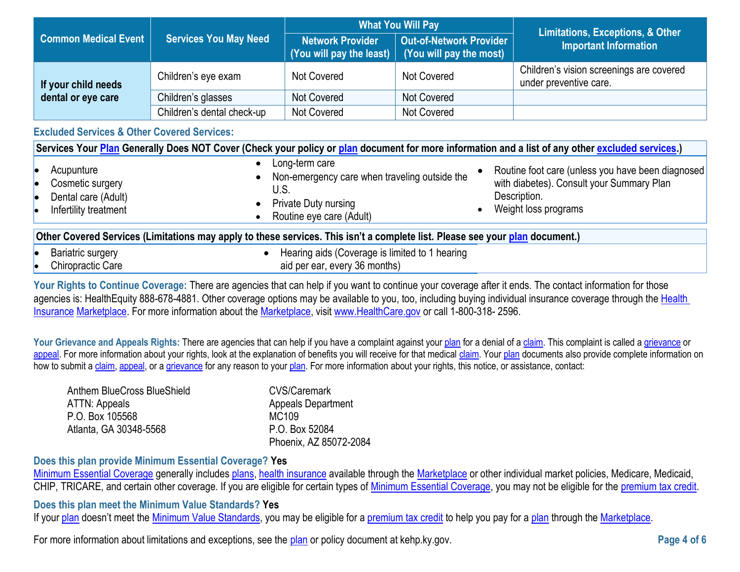| Common Medical Event | Services You May Need | What You Will Pay | | Limitations, Exceptions, & Other Important Information |
|---|---|---|---|---|
| | | Network Provider (You will pay the least) | Out-of-Network Provider (You will pay the most) | |
| If your child needs dental or eye care | Children's eye exam | Not Covered | Not Covered | Children's vision screenings are covered under preventive care. |
| | Children's glasses | Not Covered | Not Covered | |
| | Children's dental check-up | Not Covered | Not Covered | |

### Excluded Services & Other Covered Services:

**Services Your Plan Generally Does NOT Cover (Check your policy or plan document for more information and a list of any other excluded services.)**

- Acupuncture
- Cosmetic surgery
- Dental care (Adult)
- Infertility treatment
- Long-term care
- Non-emergency care when traveling outside the U.S.
- Private Duty nursing
- Routine eye care (Adult)
- Routine foot care (unless you have been diagnosed with diabetes). Consult your Summary Plan Description.
- Weight loss programs

**Other Covered Services (Limitations may apply to these services. This isn't a complete list. Please see your plan document.)**

- Bariatric surgery
- Chiropractic Care
- Hearing aids (Coverage is limited to 1 hearing aid per ear, every 36 months)

**Your Rights to Continue Coverage:** There are agencies that can help if you want to continue your coverage after it ends. The contact information for those agencies is: HealthEquity 888-678-4881. Other coverage options may be available to you, too, including buying individual insurance coverage through the Health Insurance Marketplace. For more information about the Marketplace, visit www.HealthCare.gov or call 1-800-318- 2596.

**Your Grievance and Appeals Rights:** There are agencies that can help if you have a complaint against your plan for a denial of a claim. This complaint is called a grievance or appeal. For more information about your rights, look at the explanation of benefits you will receive for that medical claim. Your plan documents also provide complete information on how to submit a claim, appeal, or a grievance for any reason to your plan. For more information about your rights, this notice, or assistance, contact:

Anthem BlueCross BlueShield
ATTN: Appeals
P.O. Box 105568
Atlanta, GA 30348-5568

CVS/Caremark
Appeals Department
MC109
P.O. Box 52084
Phoenix, AZ 85072-2084

**Does this plan provide Minimum Essential Coverage? Yes**

Minimum Essential Coverage generally includes plans, health insurance available through the Marketplace or other individual market policies, Medicare, Medicaid, CHIP, TRICARE, and certain other coverage. If you are eligible for certain types of Minimum Essential Coverage, you may not be eligible for the premium tax credit.

**Does this plan meet the Minimum Value Standards? Yes**

If your plan doesn't meet the Minimum Value Standards, you may be eligible for a premium tax credit to help you pay for a plan through the Marketplace.

For more information about limitations and exceptions, see the plan or policy document at kehp.ky.gov.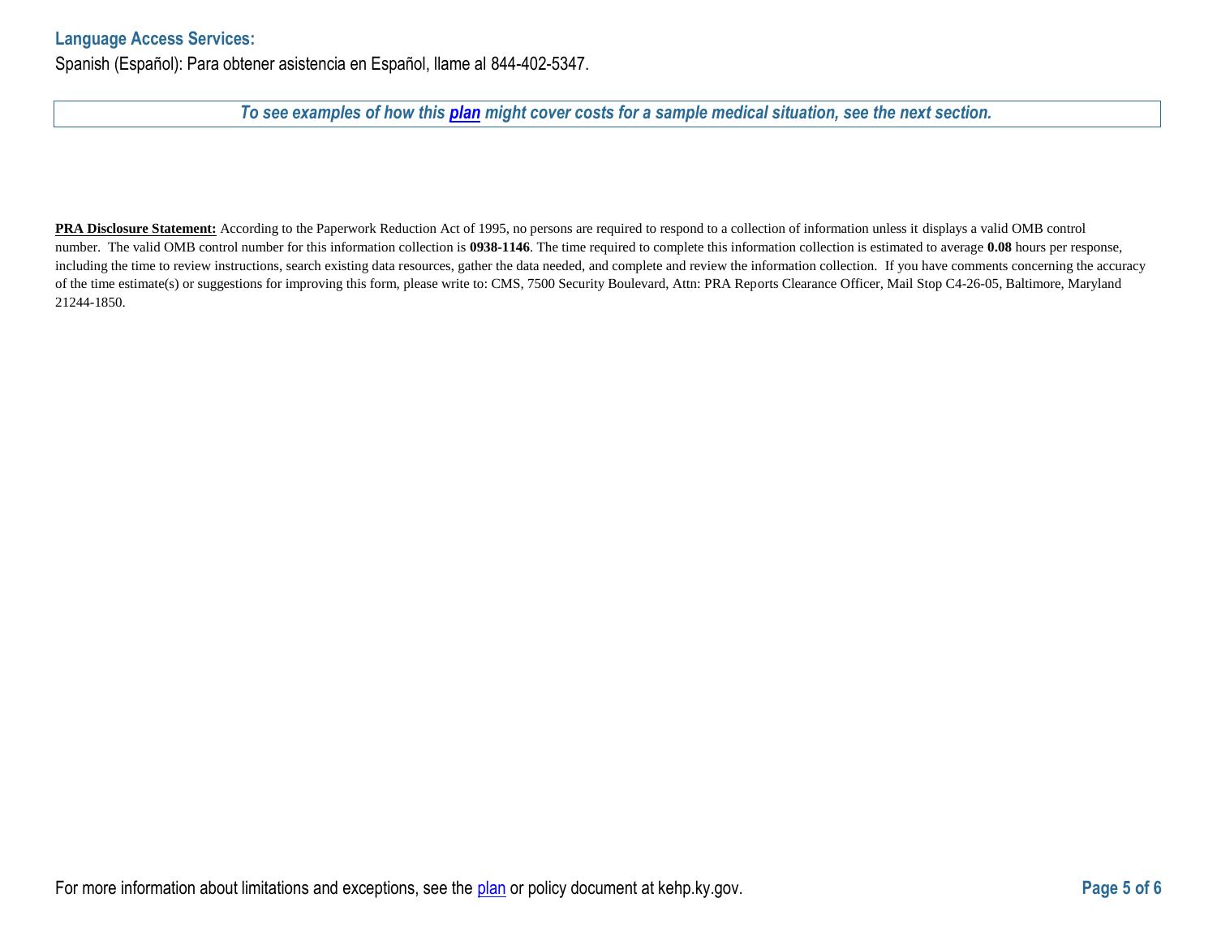### Language Access Services:

Spanish (Español): Para obtener asistencia en Español, llame al 844-402-5347.

***To see examples of how this plan might cover costs for a sample medical situation, see the next section.***

**PRA Disclosure Statement:** According to the Paperwork Reduction Act of 1995, no persons are required to respond to a collection of information unless it displays a valid OMB control number. The valid OMB control number for this information collection is **0938-1146**. The time required to complete this information collection is estimated to average **0.08** hours per response, including the time to review instructions, search existing data resources, gather the data needed, and complete and review the information collection. If you have comments concerning the accuracy of the time estimate(s) or suggestions for improving this form, please write to: CMS, 7500 Security Boulevard, Attn: PRA Reports Clearance Officer, Mail Stop C4-26-05, Baltimore, Maryland 21244-1850.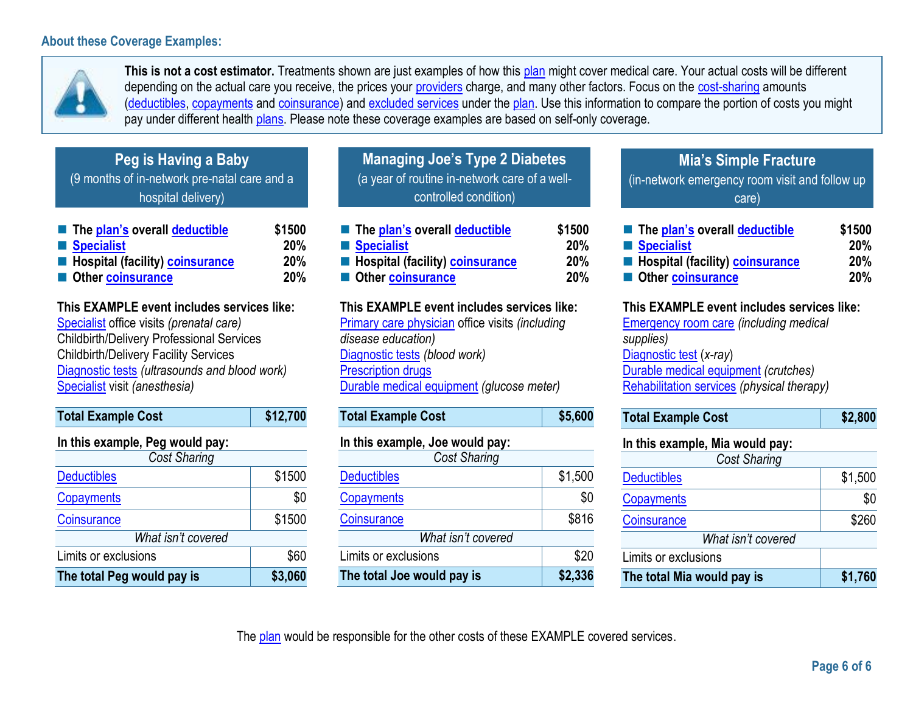### About these Coverage Examples:

**This is not a cost estimator.** Treatments shown are just examples of how this plan might cover medical care. Your actual costs will be different depending on the actual care you receive, the prices your providers charge, and many other factors. Focus on the cost-sharing amounts (deductibles, copayments and coinsurance) and excluded services under the plan. Use this information to compare the portion of costs you might pay under different health plans. Please note these coverage examples are based on self-only coverage.

## Peg is Having a Baby

(9 months of in-network pre-natal care and a hospital delivery)

- **The plan's overall deductible** **$1500**
- **Specialist** **20%**
- **Hospital (facility) coinsurance** **20%**
- **Other coinsurance** **20%**

**This EXAMPLE event includes services like:**

Specialist office visits *(prenatal care)*
Childbirth/Delivery Professional Services
Childbirth/Delivery Facility Services
Diagnostic tests *(ultrasounds and blood work)*
Specialist visit *(anesthesia)*

| **Total Example Cost** | **$12,700** |
|---|---|
| **In this example, Peg would pay:** | |
| *Cost Sharing* | |
| Deductibles | $1500 |
| Copayments | $0 |
| Coinsurance | $1500 |
| *What isn't covered* | |
| Limits or exclusions | $60 |
| **The total Peg would pay is** | **$3,060** |

## Managing Joe's Type 2 Diabetes

(a year of routine in-network care of a well-controlled condition)

- **The plan's overall deductible** **$1500**
- **Specialist** **20%**
- **Hospital (facility) coinsurance** **20%**
- **Other coinsurance** **20%**

**This EXAMPLE event includes services like:**

Primary care physician office visits *(including disease education)*
Diagnostic tests *(blood work)*
Prescription drugs
Durable medical equipment *(glucose meter)*

| **Total Example Cost** | **$5,600** |
|---|---|
| **In this example, Joe would pay:** | |
| *Cost Sharing* | |
| Deductibles | $1,500 |
| Copayments | $0 |
| Coinsurance | $816 |
| *What isn't covered* | |
| Limits or exclusions | $20 |
| **The total Joe would pay is** | **$2,336** |

## Mia's Simple Fracture

(in-network emergency room visit and follow up care)

- **The plan's overall deductible** **$1500**
- **Specialist** **20%**
- **Hospital (facility) coinsurance** **20%**
- **Other coinsurance** **20%**

**This EXAMPLE event includes services like:**

Emergency room care *(including medical supplies)*
Diagnostic test *(x-ray)*
Durable medical equipment *(crutches)*
Rehabilitation services *(physical therapy)*

| **Total Example Cost** | **$2,800** |
|---|---|
| **In this example, Mia would pay:** | |
| *Cost Sharing* | |
| Deductibles | $1,500 |
| Copayments | $0 |
| Coinsurance | $260 |
| *What isn't covered* | |
| Limits or exclusions | |
| **The total Mia would pay is** | **$1,760** |

The plan would be responsible for the other costs of these EXAMPLE covered services.